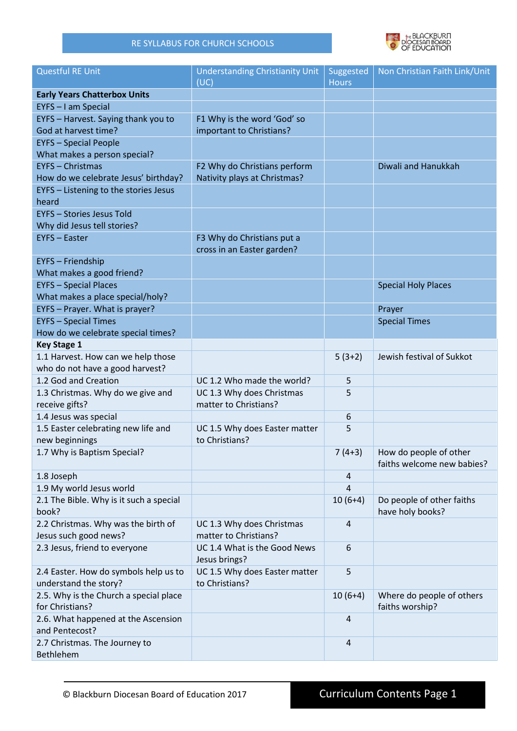# RE SYLLABUS FOR CHURCH SCHOOLS

| Questful RE Unit | Understanding Christianity Unit (UC) | Suggested Hours | Non Christian Faith Link/Unit |
|---|---|---|---|
| **Early Years Chatterbox Units** | | | |
| EYFS – I am Special | | | |
| EYFS – Harvest. Saying thank you to God at harvest time? | F1 Why is the word 'God' so important to Christians? | | |
| EYFS – Special People What makes a person special? | | | |
| EYFS – Christmas How do we celebrate Jesus' birthday? | F2 Why do Christians perform Nativity plays at Christmas? | | Diwali and Hanukkah |
| EYFS – Listening to the stories Jesus heard | | | |
| EYFS – Stories Jesus Told Why did Jesus tell stories? | | | |
| EYFS – Easter | F3 Why do Christians put a cross in an Easter garden? | | |
| EYFS – Friendship What makes a good friend? | | | |
| EYFS – Special Places What makes a place special/holy? | | | Special Holy Places |
| EYFS – Prayer. What is prayer? | | | Prayer |
| EYFS – Special Times How do we celebrate special times? | | | Special Times |
| **Key Stage 1** | | | |
| 1.1 Harvest. How can we help those who do not have a good harvest? | | 5 (3+2) | Jewish festival of Sukkot |
| 1.2 God and Creation | UC 1.2 Who made the world? | 5 | |
| 1.3 Christmas. Why do we give and receive gifts? | UC 1.3 Why does Christmas matter to Christians? | 5 | |
| 1.4 Jesus was special | | 6 | |
| 1.5 Easter celebrating new life and new beginnings | UC 1.5 Why does Easter matter to Christians? | 5 | |
| 1.7 Why is Baptism Special? | | 7 (4+3) | How do people of other faiths welcome new babies? |
| 1.8 Joseph | | 4 | |
| 1.9 My world Jesus world | | 4 | |
| 2.1 The Bible. Why is it such a special book? | | 10 (6+4) | Do people of other faiths have holy books? |
| 2.2 Christmas. Why was the birth of Jesus such good news? | UC 1.3 Why does Christmas matter to Christians? | 4 | |
| 2.3 Jesus, friend to everyone | UC 1.4 What is the Good News Jesus brings? | 6 | |
| 2.4 Easter. How do symbols help us to understand the story? | UC 1.5 Why does Easter matter to Christians? | 5 | |
| 2.5. Why is the Church a special place for Christians? | | 10 (6+4) | Where do people of others faiths worship? |
| 2.6. What happened at the Ascension and Pentecost? | | 4 | |
| 2.7 Christmas. The Journey to Bethlehem | | 4 | |

© Blackburn Diocesan Board of Education 2017

Curriculum Contents Page 1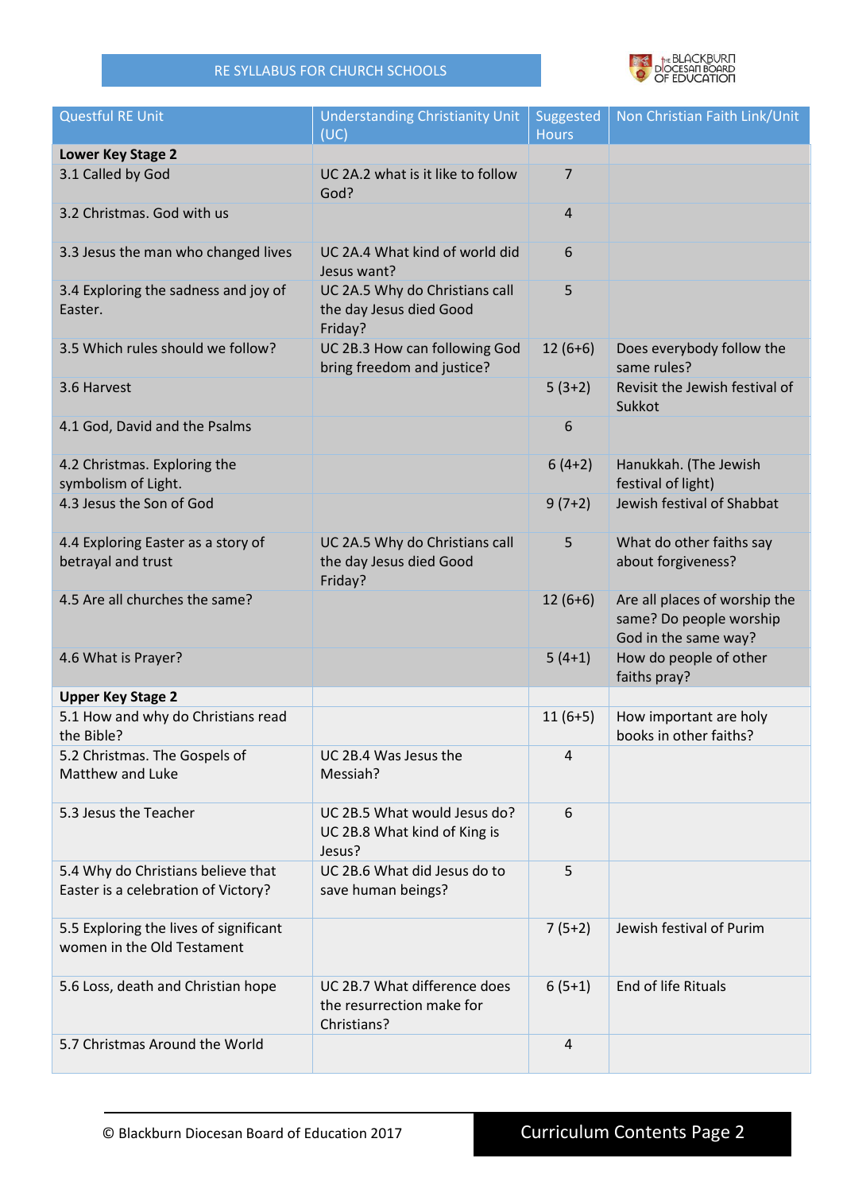RE SYLLABUS FOR CHURCH SCHOOLS

| Questful RE Unit | Understanding Christianity Unit (UC) | Suggested Hours | Non Christian Faith Link/Unit |
|---|---|---|---|
| **Lower Key Stage 2** | | | |
| 3.1 Called by God | UC 2A.2 what is it like to follow God? | 7 | |
| 3.2 Christmas. God with us | | 4 | |
| 3.3 Jesus the man who changed lives | UC 2A.4 What kind of world did Jesus want? | 6 | |
| 3.4 Exploring the sadness and joy of Easter. | UC 2A.5 Why do Christians call the day Jesus died Good Friday? | 5 | |
| 3.5 Which rules should we follow? | UC 2B.3 How can following God bring freedom and justice? | 12 (6+6) | Does everybody follow the same rules? |
| 3.6 Harvest | | 5 (3+2) | Revisit the Jewish festival of Sukkot |
| 4.1 God, David and the Psalms | | 6 | |
| 4.2 Christmas. Exploring the symbolism of Light. | | 6 (4+2) | Hanukkah. (The Jewish festival of light) |
| 4.3 Jesus the Son of God | | 9 (7+2) | Jewish festival of Shabbat |
| 4.4 Exploring Easter as a story of betrayal and trust | UC 2A.5 Why do Christians call the day Jesus died Good Friday? | 5 | What do other faiths say about forgiveness? |
| 4.5 Are all churches the same? | | 12 (6+6) | Are all places of worship the same? Do people worship God in the same way? |
| 4.6 What is Prayer? | | 5 (4+1) | How do people of other faiths pray? |
| **Upper Key Stage 2** | | | |
| 5.1 How and why do Christians read the Bible? | | 11 (6+5) | How important are holy books in other faiths? |
| 5.2 Christmas. The Gospels of Matthew and Luke | UC 2B.4 Was Jesus the Messiah? | 4 | |
| 5.3 Jesus the Teacher | UC 2B.5 What would Jesus do? UC 2B.8 What kind of King is Jesus? | 6 | |
| 5.4 Why do Christians believe that Easter is a celebration of Victory? | UC 2B.6 What did Jesus do to save human beings? | 5 | |
| 5.5 Exploring the lives of significant women in the Old Testament | | 7 (5+2) | Jewish festival of Purim |
| 5.6 Loss, death and Christian hope | UC 2B.7 What difference does the resurrection make for Christians? | 6 (5+1) | End of life Rituals |
| 5.7 Christmas Around the World | | 4 | |

© Blackburn Diocesan Board of Education 2017

Curriculum Contents Page 2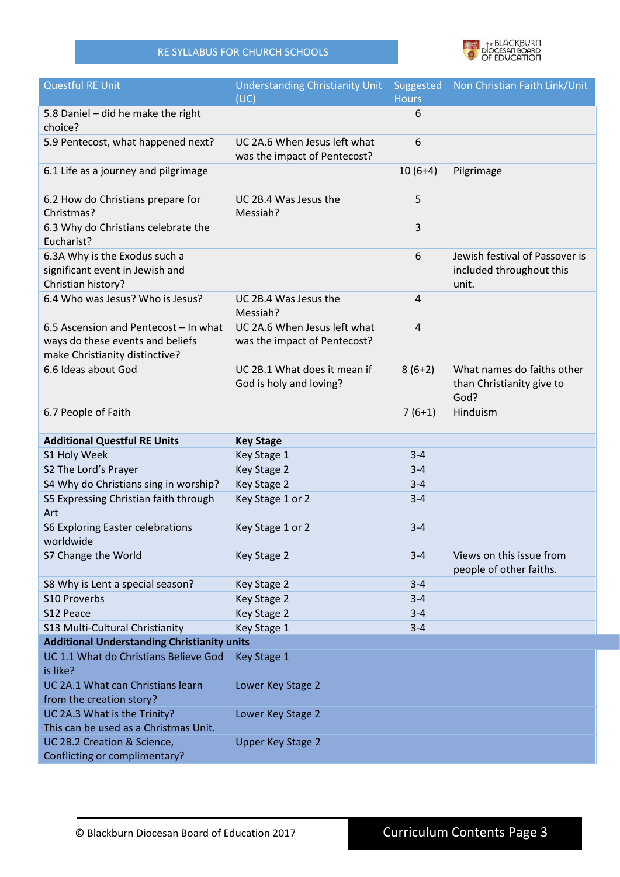| Questful RE Unit | Understanding Christianity Unit (UC) | Suggested Hours | Non Christian Faith Link/Unit |
|---|---|---|---|
| 5.8 Daniel – did he make the right choice? | | 6 | |
| 5.9 Pentecost, what happened next? | UC 2A.6 When Jesus left what was the impact of Pentecost? | 6 | |
| 6.1 Life as a journey and pilgrimage | | 10 (6+4) | Pilgrimage |
| 6.2 How do Christians prepare for Christmas? | UC 2B.4 Was Jesus the Messiah? | 5 | |
| 6.3 Why do Christians celebrate the Eucharist? | | 3 | |
| 6.3A Why is the Exodus such a significant event in Jewish and Christian history? | | 6 | Jewish festival of Passover is included throughout this unit. |
| 6.4 Who was Jesus? Who is Jesus? | UC 2B.4 Was Jesus the Messiah? | 4 | |
| 6.5 Ascension and Pentecost – In what ways do these events and beliefs make Christianity distinctive? | UC 2A.6 When Jesus left what was the impact of Pentecost? | 4 | |
| 6.6 Ideas about God | UC 2B.1 What does it mean if God is holy and loving? | 8 (6+2) | What names do faiths other than Christianity give to God? |
| 6.7 People of Faith | | 7 (6+1) | Hinduism |
| **Additional Questful RE Units** | **Key Stage** | | |
| S1 Holy Week | Key Stage 1 | 3-4 | |
| S2 The Lord's Prayer | Key Stage 2 | 3-4 | |
| S4 Why do Christians sing in worship? | Key Stage 2 | 3-4 | |
| S5 Expressing Christian faith through Art | Key Stage 1 or 2 | 3-4 | |
| S6 Exploring Easter celebrations worldwide | Key Stage 1 or 2 | 3-4 | |
| S7 Change the World | Key Stage 2 | 3-4 | Views on this issue from people of other faiths. |
| S8 Why is Lent a special season? | Key Stage 2 | 3-4 | |
| S10 Proverbs | Key Stage 2 | 3-4 | |
| S12 Peace | Key Stage 2 | 3-4 | |
| S13 Multi-Cultural Christianity | Key Stage 1 | 3-4 | |
| **Additional Understanding Christianity units** | | | |
| UC 1.1 What do Christians Believe God is like? | Key Stage 1 | | |
| UC 2A.1 What can Christians learn from the creation story? | Lower Key Stage 2 | | |
| UC 2A.3 What is the Trinity? This can be used as a Christmas Unit. | Lower Key Stage 2 | | |
| UC 2B.2 Creation & Science, Conflicting or complimentary? | Upper Key Stage 2 | | |